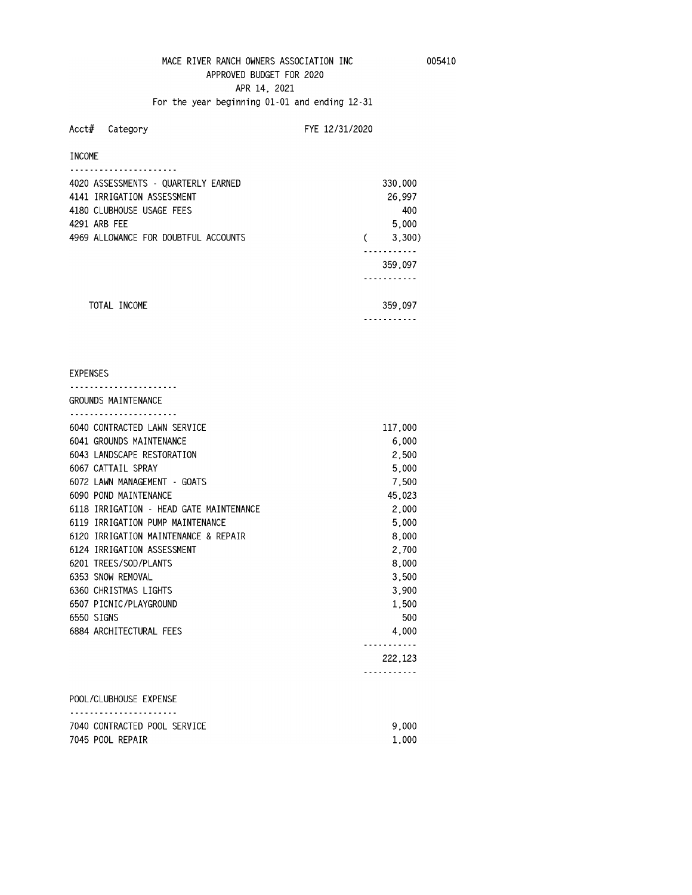# MACE RIVER RANCH OWNERS ASSOCIATION INC

005410

## APPROVED BUDGET FOR 2020

APR 14, 2021

For the year beginning 01-01 and ending 12-31

| Acct# | Category | FYE 12/31/2020 |
|---|---|---|
| | **INCOME** | |
| 4020 | ASSESSMENTS - QUARTERLY EARNED | 330,000 |
| 4141 | IRRIGATION ASSESSMENT | 26,997 |
| 4180 | CLUBHOUSE USAGE FEES | 400 |
| 4291 | ARB FEE | 5,000 |
| 4969 | ALLOWANCE FOR DOUBTFUL ACCOUNTS | ( 3,300) |
| | | 359,097 |
| | TOTAL INCOME | 359,097 |
| | **EXPENSES** | |
| | **GROUNDS MAINTENANCE** | |
| 6040 | CONTRACTED LAWN SERVICE | 117,000 |
| 6041 | GROUNDS MAINTENANCE | 6,000 |
| 6043 | LANDSCAPE RESTORATION | 2,500 |
| 6067 | CATTAIL SPRAY | 5,000 |
| 6072 | LAWN MANAGEMENT - GOATS | 7,500 |
| 6090 | POND MAINTENANCE | 45,023 |
| 6118 | IRRIGATION - HEAD GATE MAINTENANCE | 2,000 |
| 6119 | IRRIGATION PUMP MAINTENANCE | 5,000 |
| 6120 | IRRIGATION MAINTENANCE & REPAIR | 8,000 |
| 6124 | IRRIGATION ASSESSMENT | 2,700 |
| 6201 | TREES/SOD/PLANTS | 8,000 |
| 6353 | SNOW REMOVAL | 3,500 |
| 6360 | CHRISTMAS LIGHTS | 3,900 |
| 6507 | PICNIC/PLAYGROUND | 1,500 |
| 6550 | SIGNS | 500 |
| 6884 | ARCHITECTURAL FEES | 4,000 |
| | | 222,123 |
| | **POOL/CLUBHOUSE EXPENSE** | |
| 7040 | CONTRACTED POOL SERVICE | 9,000 |
| 7045 | POOL REPAIR | 1,000 |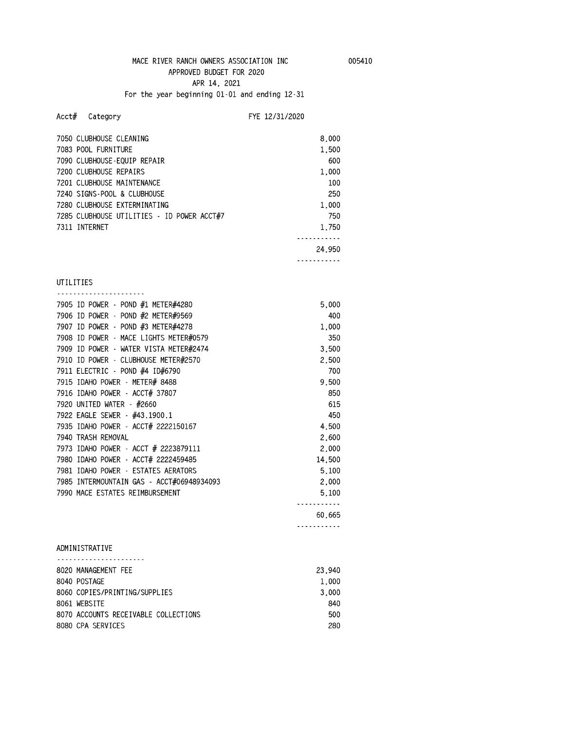MACE RIVER RANCH OWNERS ASSOCIATION INC 005410

APPROVED BUDGET FOR 2020

APR 14, 2021

For the year beginning 01-01 and ending 12-31

| Acct# Category | FYE 12/31/2020 |
|---|---|
| 7050 CLUBHOUSE CLEANING | 8,000 |
| 7083 POOL FURNITURE | 1,500 |
| 7090 CLUBHOUSE-EQUIP REPAIR | 600 |
| 7200 CLUBHOUSE REPAIRS | 1,000 |
| 7201 CLUBHOUSE MAINTENANCE | 100 |
| 7240 SIGNS-POOL & CLUBHOUSE | 250 |
| 7280 CLUBHOUSE EXTERMINATING | 1,000 |
| 7285 CLUBHOUSE UTILITIES - ID POWER ACCT#7 | 750 |
| 7311 INTERNET | 1,750 |
| | 24,950 |

## UTILITIES

| Acct# Category | FYE 12/31/2020 |
|---|---|
| 7905 ID POWER - POND #1 METER#4280 | 5,000 |
| 7906 ID POWER - POND #2 METER#9569 | 400 |
| 7907 ID POWER - POND #3 METER#4278 | 1,000 |
| 7908 ID POWER - MACE LIGHTS METER#0579 | 350 |
| 7909 ID POWER - WATER VISTA METER#2474 | 3,500 |
| 7910 ID POWER - CLUBHOUSE METER#2570 | 2,500 |
| 7911 ELECTRIC - POND #4 ID#6790 | 700 |
| 7915 IDAHO POWER - METER# 8488 | 9,500 |
| 7916 IDAHO POWER - ACCT# 37807 | 850 |
| 7920 UNITED WATER - #2660 | 615 |
| 7922 EAGLE SEWER - #43.1900.1 | 450 |
| 7935 IDAHO POWER - ACCT# 2222150167 | 4,500 |
| 7940 TRASH REMOVAL | 2,600 |
| 7973 IDAHO POWER - ACCT # 2223879111 | 2,000 |
| 7980 IDAHO POWER - ACCT# 2222459485 | 14,500 |
| 7981 IDAHO POWER - ESTATES AERATORS | 5,100 |
| 7985 INTERMOUNTAIN GAS - ACCT#06948934093 | 2,000 |
| 7990 MACE ESTATES REIMBURSEMENT | 5,100 |
| | 60,665 |

## ADMINISTRATIVE

| Acct# Category | FYE 12/31/2020 |
|---|---|
| 8020 MANAGEMENT FEE | 23,940 |
| 8040 POSTAGE | 1,000 |
| 8060 COPIES/PRINTING/SUPPLIES | 3,000 |
| 8061 WEBSITE | 840 |
| 8070 ACCOUNTS RECEIVABLE COLLECTIONS | 500 |
| 8080 CPA SERVICES | 280 |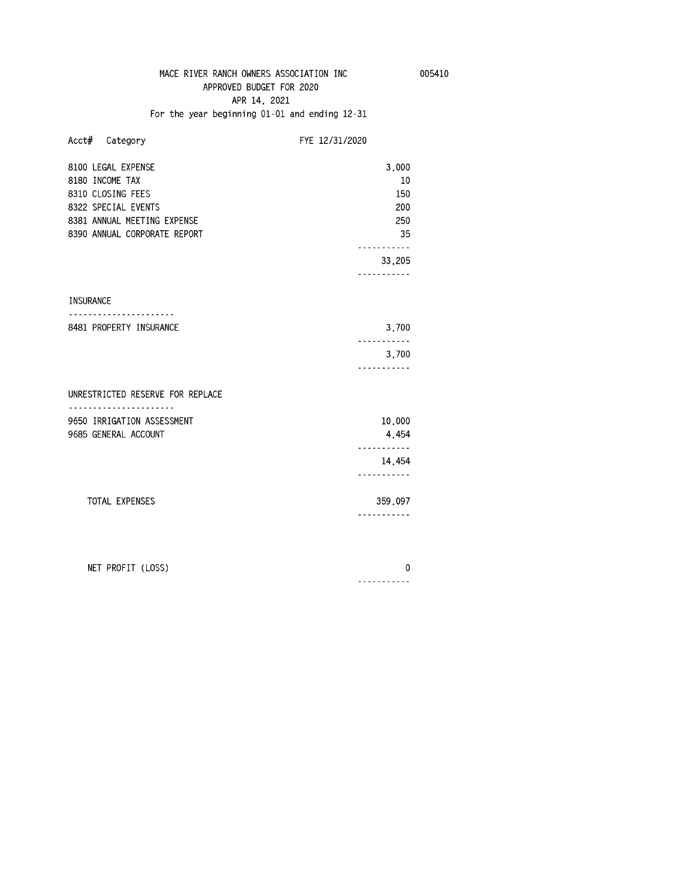MACE RIVER RANCH OWNERS ASSOCIATION INC 005410

APPROVED BUDGET FOR 2020

APR 14, 2021

For the year beginning 01-01 and ending 12-31

| Acct# Category | FYE 12/31/2020 |
|---|---|
| 8100 LEGAL EXPENSE | 3,000 |
| 8180 INCOME TAX | 10 |
| 8310 CLOSING FEES | 150 |
| 8322 SPECIAL EVENTS | 200 |
| 8381 ANNUAL MEETING EXPENSE | 250 |
| 8390 ANNUAL CORPORATE REPORT | 35 |
| | 33,205 |
| **INSURANCE** | |
| 8481 PROPERTY INSURANCE | 3,700 |
| | 3,700 |
| **UNRESTRICTED RESERVE FOR REPLACE** | |
| 9650 IRRIGATION ASSESSMENT | 10,000 |
| 9685 GENERAL ACCOUNT | 4,454 |
| | 14,454 |
| TOTAL EXPENSES | 359,097 |
| NET PROFIT (LOSS) | 0 |